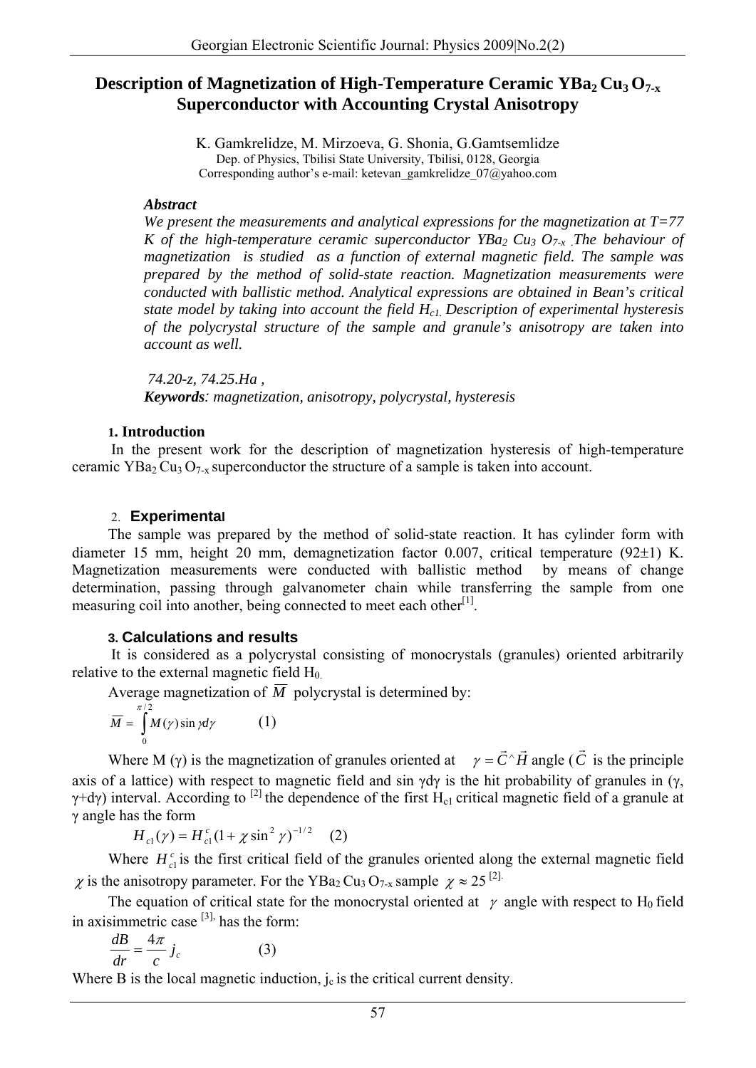# Description of Magnetization of High-Temperature Ceramic $YBa_2 Cu_3 O_{7-x}$ Superconductor with Accounting Crystal Anisotropy

K. Gamkrelidze, M. Mirzoeva, G. Shonia, G.Gamtsemlidze

Dep. of Physics, Tbilisi State University, Tbilisi, 0128, Georgia

Corresponding author's e-mail: ketevan_gamkrelidze_07@yahoo.com

### *Abstract*

*We present the measurements and analytical expressions for the magnetization at T=77 K of the high-temperature ceramic superconductor $YBa_2 Cu_3 O_{7-x}$. The behaviour of magnetization is studied as a function of external magnetic field. The sample was prepared by the method of solid-state reaction. Magnetization measurements were conducted with ballistic method. Analytical expressions are obtained in Bean's critical state model by taking into account the field $H_{c1}$. Description of experimental hysteresis of the polycrystal structure of the sample and granule's anisotropy are taken into account as well.*

*74.20-z, 74.25.Ha ,*

***Keywords**: magnetization, anisotropy, polycrystal, hysteresis*

## 1. Introduction

In the present work for the description of magnetization hysteresis of high-temperature ceramic $YBa_2 Cu_3 O_{7-x}$ superconductor the structure of a sample is taken into account.

## 2. Experimental

The sample was prepared by the method of solid-state reaction. It has cylinder form with diameter 15 mm, height 20 mm, demagnetization factor 0.007, critical temperature (92±1) K. Magnetization measurements were conducted with ballistic method by means of change determination, passing through galvanometer chain while transferring the sample from one measuring coil into another, being connected to meet each other[1].

## 3. Calculations and results

It is considered as a polycrystal consisting of monocrystals (granules) oriented arbitrarily relative to the external magnetic field $H_0$.

Average magnetization of $\overline{M}$ polycrystal is determined by:

$$\overline{M} = \int_0^{\pi/2} M(\gamma)\sin\gamma d\gamma \qquad (1)$$

Where M (γ) is the magnetization of granules oriented at $\gamma = \vec{C}\,^\wedge \vec{H}$ angle ($\vec{C}$ is the principle axis of a lattice) with respect to magnetic field and sin γdγ is the hit probability of granules in (γ, γ+dγ) interval. According to [2] the dependence of the first $H_{c1}$ critical magnetic field of a granule at γ angle has the form

$$H_{c1}(\gamma) = H_{c1}^c (1 + \chi \sin^2 \gamma)^{-1/2} \qquad (2)$$

Where $H_{c1}^c$ is the first critical field of the granules oriented along the external magnetic field $\chi$ is the anisotropy parameter. For the $YBa_2 Cu_3 O_{7-x}$ sample $\chi \approx 25$ [2].

The equation of critical state for the monocrystal oriented at $\gamma$ angle with respect to $H_0$ field in axisimmetric case [3], has the form:

$$\frac{dB}{dr} = \frac{4\pi}{c} j_c \qquad (3)$$

Where B is the local magnetic induction, $j_c$ is the critical current density.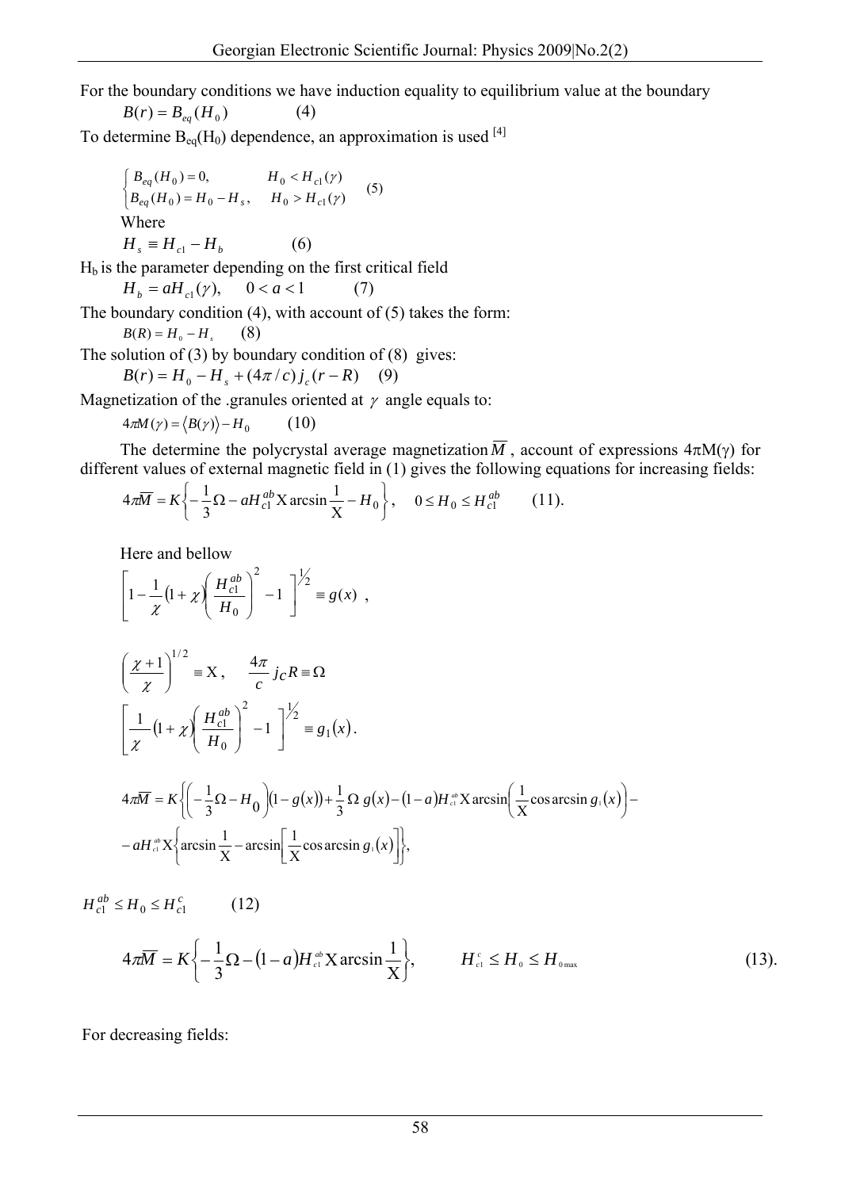For the boundary conditions we have induction equality to equilibrium value at the boundary

$$B(r) = B_{eq}(H_0) \qquad (4)$$

To determine $B_{eq}(H_0)$ dependence, an approximation is used [4]

$$\begin{cases} B_{eq}(H_0) = 0, & H_0 < H_{c1}(\gamma) \\ B_{eq}(H_0) = H_0 - H_s, & H_0 > H_{c1}(\gamma) \end{cases} \qquad (5)$$

Where

$$H_s \equiv H_{c1} - H_b \qquad (6)$$

$H_b$ is the parameter depending on the first critical field

$$H_b = aH_{c1}(\gamma), \quad 0 < a < 1 \qquad (7)$$

The boundary condition (4), with account of (5) takes the form:

$$B(R) = H_0 - H_s \qquad (8)$$

The solution of (3) by boundary condition of (8) gives:

$$B(r) = H_0 - H_s + (4\pi / c) j_c (r - R) \qquad (9)$$

Magnetization of the .granules oriented at $\gamma$ angle equals to:

$$4\pi M(\gamma) = \langle B(\gamma) \rangle - H_0 \qquad (10)$$

The determine the polycrystal average magnetization $\overline{M}$, account of expressions $4\pi M(\gamma)$ for different values of external magnetic field in (1) gives the following equations for increasing fields:

$$4\pi\overline{M} = K\left\{-\frac{1}{3}\Omega - aH_{c1}^{ab}\,\mathrm{X}\arcsin\frac{1}{\mathrm{X}} - H_0\right\}, \quad 0 \le H_0 \le H_{c1}^{ab} \qquad (11).$$

Here and bellow

$$\left[1 - \frac{1}{\chi}(1+\chi)\left(\left(\frac{H_{c1}^{ab}}{H_0}\right)^2 - 1\right)\right]^{1/2} \equiv g(x) ,$$

$$\left(\frac{\chi+1}{\chi}\right)^{1/2} \equiv \mathrm{X}, \quad \frac{4\pi}{c} j_C R \equiv \Omega$$

$$\left[\frac{1}{\chi}(1+\chi)\left(\left(\frac{H_{c1}^{ab}}{H_0}\right)^2 - 1\right)\right]^{1/2} \equiv g_1(x).$$

$$4\pi\overline{M} = K\left\{\left(-\frac{1}{3}\Omega - H_0\right)(1 - g(x)) + \frac{1}{3}\Omega\, g(x) - (1-a)H_{c1}^{ab}\,\mathrm{X}\arcsin\left(\frac{1}{\mathrm{X}}\cos\arcsin g_1(x)\right) - aH_{c1}^{ab}\,\mathrm{X}\left\{\arcsin\frac{1}{\mathrm{X}} - \arcsin\left[\frac{1}{\mathrm{X}}\cos\arcsin g_1(x)\right]\right\}\right\},$$

$$H_{c1}^{ab} \le H_0 \le H_{c1}^{c} \qquad (12)$$

$$4\pi\overline{M} = K\left\{-\frac{1}{3}\Omega - (1-a)H_{c1}^{ab}\,\mathrm{X}\arcsin\frac{1}{\mathrm{X}}\right\}, \qquad H_{c1}^{c} \le H_0 \le H_{0\max} \qquad (13).$$

For decreasing fields: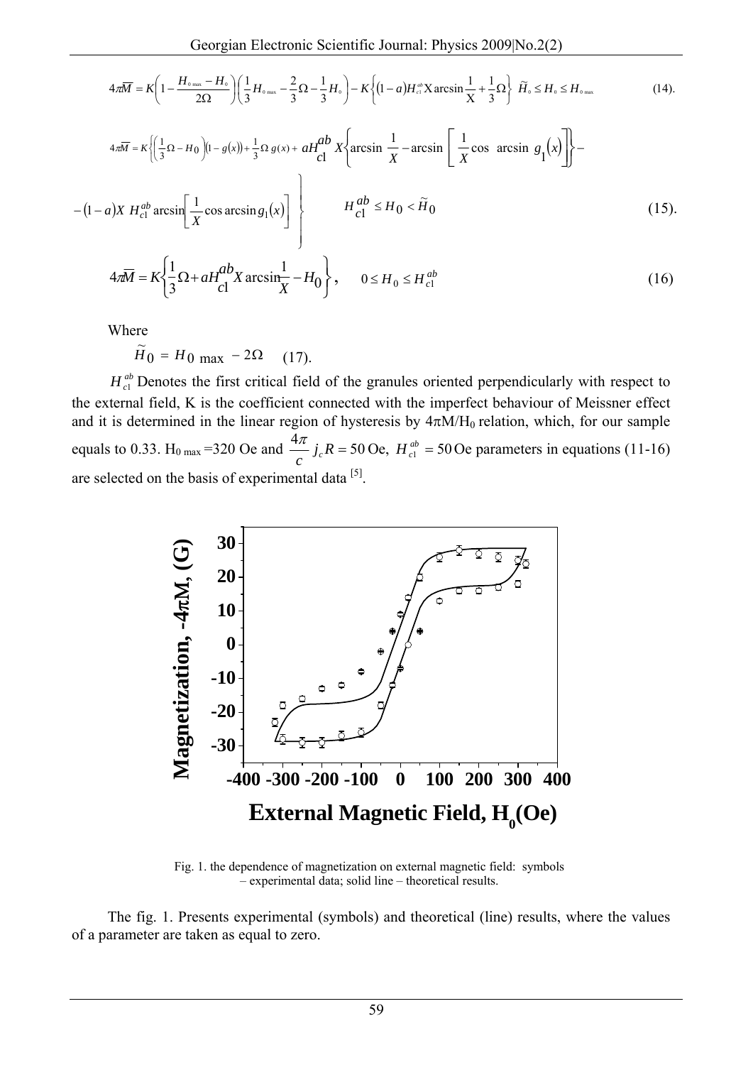$$4\pi\overline{M} = K\left(1 - \frac{H_{0\max} - H_0}{2\Omega}\right)\left(\frac{1}{3}H_{0\max} - \frac{2}{3}\Omega - \frac{1}{3}H_0\right) - K\left\{(1-a)H_{c1}^{ab}X\arcsin\frac{1}{X} + \frac{1}{3}\Omega\right\} \quad \widetilde{H}_0 \le H_0 \le H_{0\max} \qquad (14).$$

$$4\pi\overline{M} = K\left\{\left(\frac{1}{3}\Omega - H_0\right)(1 - g(x)) + \frac{1}{3}\Omega\, g(x) + aH_{c1}^{ab}X\left\{\arcsin\frac{1}{X} - \arcsin\left[\frac{1}{X}\cos\ \arcsin\ g_1(x)\right]\right\} - \right.$$

$$\left. -(1-a)X\, H_{c1}^{ab}\arcsin\left[\frac{1}{X}\cos\arcsin g_1(x)\right]\right\} \qquad H_{c1}^{ab} \le H_0 < \widetilde{H}_0 \qquad (15).$$

$$4\pi\overline{M} = K\left\{\frac{1}{3}\Omega + aH_{c1}^{ab}X\arcsin\frac{1}{X} - H_0\right\}, \qquad 0 \le H_0 \le H_{c1}^{ab} \qquad (16)$$

Where

$$\widetilde{H}_0 = H_{0\max} - 2\Omega \qquad (17).$$

$H_{c1}^{ab}$ Denotes the first critical field of the granules oriented perpendicularly with respect to the external field, K is the coefficient connected with the imperfect behaviour of Meissner effect and it is determined in the linear region of hysteresis by $4\pi M/H_0$ relation, which, for our sample equals to 0.33. $H_{0\max}$ =320 Oe and $\frac{4\pi}{c} j_c R = 50$ Oe, $H_{c1}^{ab} = 50$ Oe parameters in equations (11-16) are selected on the basis of experimental data [5].

Fig. 1. the dependence of magnetization on external magnetic field: symbols – experimental data; solid line – theoretical results.

The fig. 1. Presents experimental (symbols) and theoretical (line) results, where the values of a parameter are taken as equal to zero.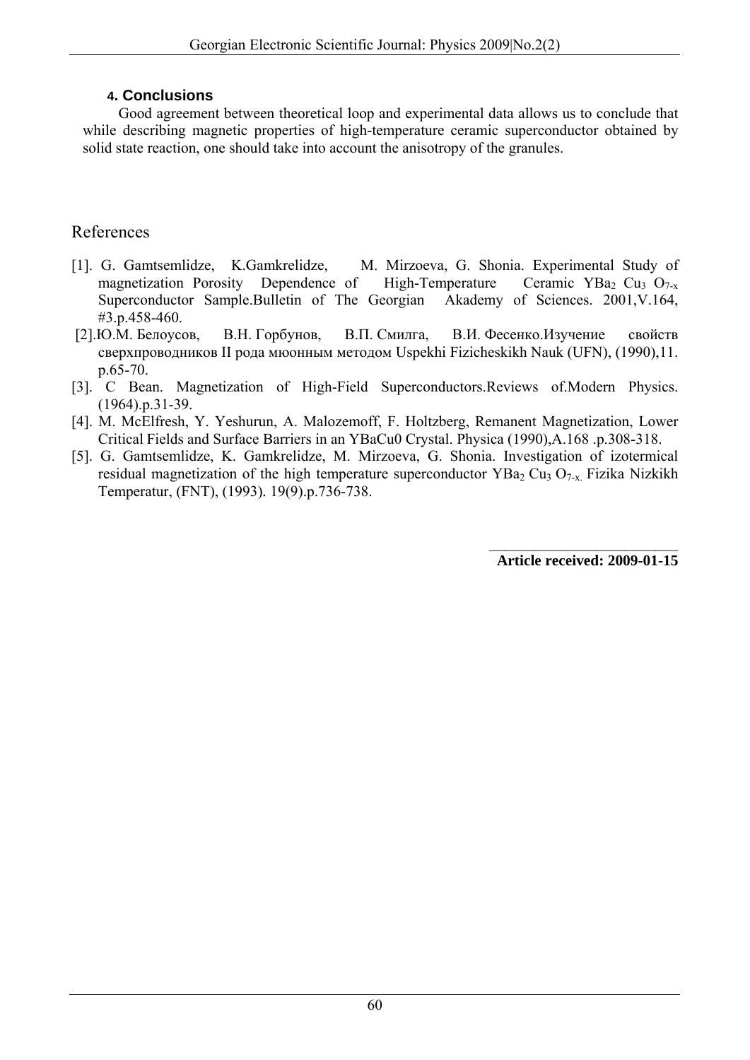#### 4. Conclusions

Good agreement between theoretical loop and experimental data allows us to conclude that while describing magnetic properties of high-temperature ceramic superconductor obtained by solid state reaction, one should take into account the anisotropy of the granules.

## References

[1]. G. Gamtsemlidze, K.Gamkrelidze, M. Mirzoeva, G. Shonia. Experimental Study of magnetization Porosity Dependence of High-Temperature Ceramic $YBa_2Cu_3O_{7-x}$ Superconductor Sample.Bulletin of The Georgian Akademy of Sciences. 2001,V.164, #3.p.458-460.

[2].Ю.М. Белоусов, В.Н. Горбунов, В.П. Смилга, В.И. Фесенко.Изучение свойств сверхпроводников II рода мюонным методом Uspekhi Fizicheskikh Nauk (UFN), (1990),11. p.65-70.

[3]. C Bean. Magnetization of High-Field Superconductors.Reviews of.Modern Physics. (1964).p.31-39.

[4]. M. McElfresh, Y. Yeshurun, A. Malozemoff, F. Holtzberg, Remanent Magnetization, Lower Critical Fields and Surface Barriers in an YBaCu0 Crystal. Physica (1990),A.168 .p.308-318.

[5]. G. Gamtsemlidze, K. Gamkrelidze, M. Mirzoeva, G. Shonia. Investigation of izotermical residual magnetization of the high temperature superconductor $YBa_2Cu_3O_{7-x.}$ Fizika Nizkikh Temperatur, (FNT), (1993). 19(9).p.736-738.

**Article received: 2009-01-15**